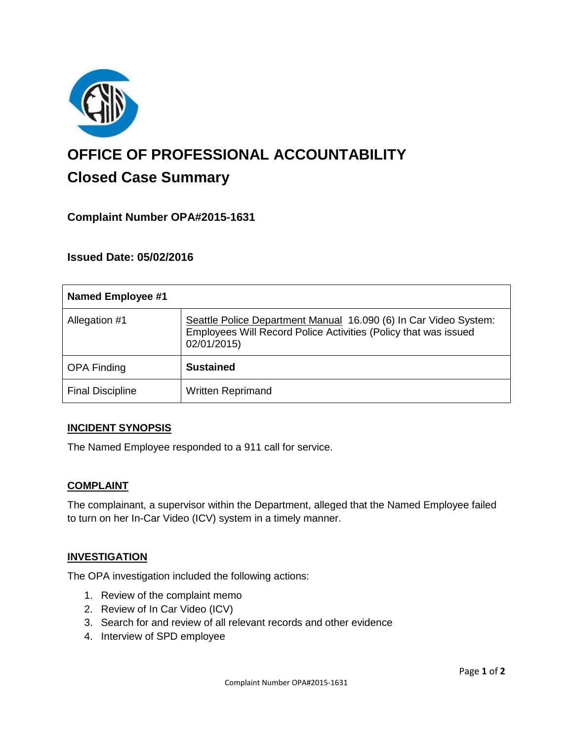# OFFICE OF PROFESSIONAL ACCOUNTABILITY

## Closed Case Summary

### Complaint Number OPA#2015-1631

### Issued Date: 05/02/2016

| Named Employee #1 | |
|---|---|
| Allegation #1 | Seattle Police Department Manual 16.090 (6) In Car Video System: Employees Will Record Police Activities (Policy that was issued 02/01/2015) |
| OPA Finding | **Sustained** |
| Final Discipline | Written Reprimand |

**INCIDENT SYNOPSIS**

The Named Employee responded to a 911 call for service.

**COMPLAINT**

The complainant, a supervisor within the Department, alleged that the Named Employee failed to turn on her In-Car Video (ICV) system in a timely manner.

**INVESTIGATION**

The OPA investigation included the following actions:

1. Review of the complaint memo
2. Review of In Car Video (ICV)
3. Search for and review of all relevant records and other evidence
4. Interview of SPD employee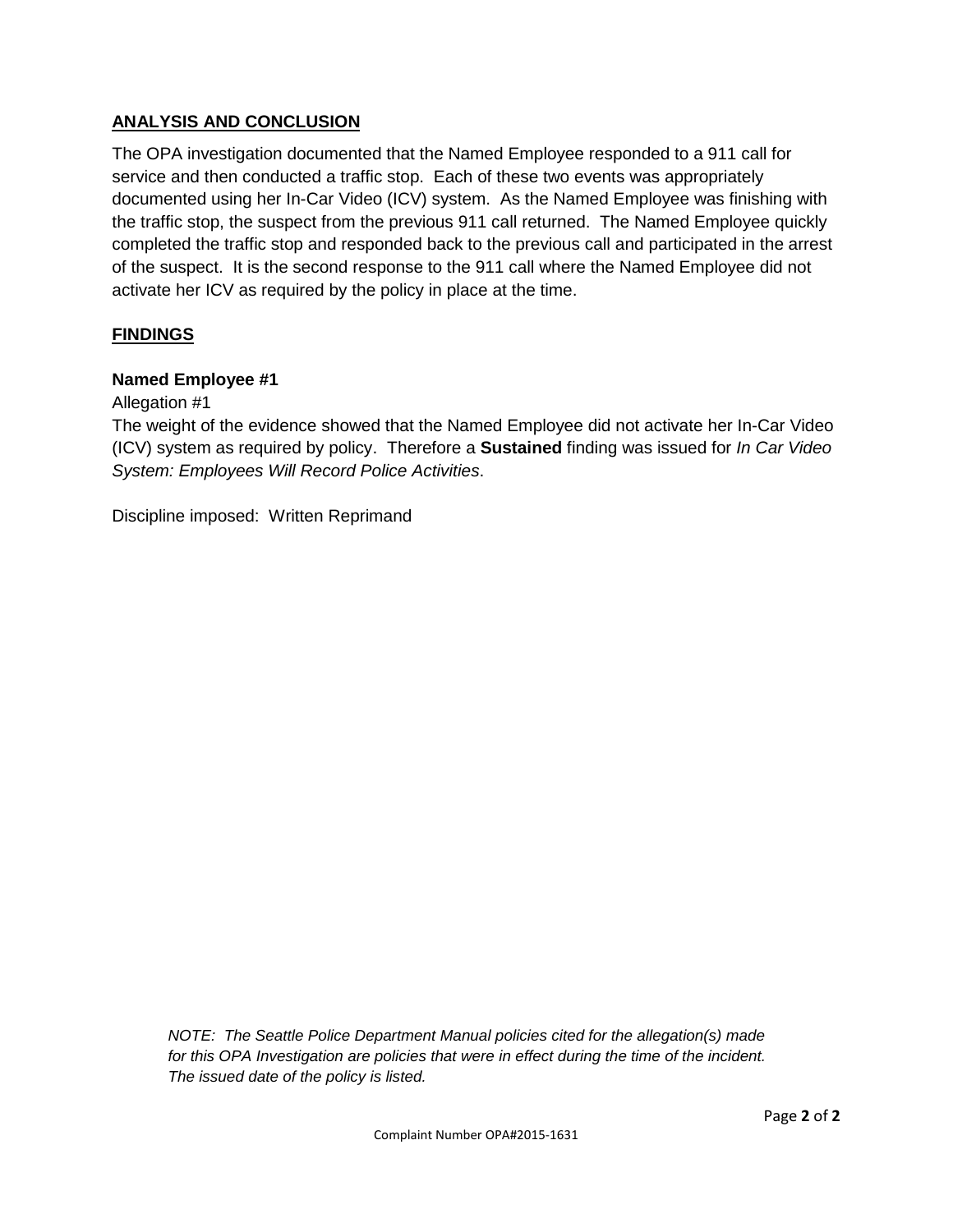## ANALYSIS AND CONCLUSION

The OPA investigation documented that the Named Employee responded to a 911 call for service and then conducted a traffic stop. Each of these two events was appropriately documented using her In-Car Video (ICV) system. As the Named Employee was finishing with the traffic stop, the suspect from the previous 911 call returned. The Named Employee quickly completed the traffic stop and responded back to the previous call and participated in the arrest of the suspect. It is the second response to the 911 call where the Named Employee did not activate her ICV as required by the policy in place at the time.

## FINDINGS

**Named Employee #1**

Allegation #1

The weight of the evidence showed that the Named Employee did not activate her In-Car Video (ICV) system as required by policy. Therefore a **Sustained** finding was issued for *In Car Video System: Employees Will Record Police Activities*.

Discipline imposed: Written Reprimand

*NOTE: The Seattle Police Department Manual policies cited for the allegation(s) made for this OPA Investigation are policies that were in effect during the time of the incident. The issued date of the policy is listed.*

Complaint Number OPA#2015-1631